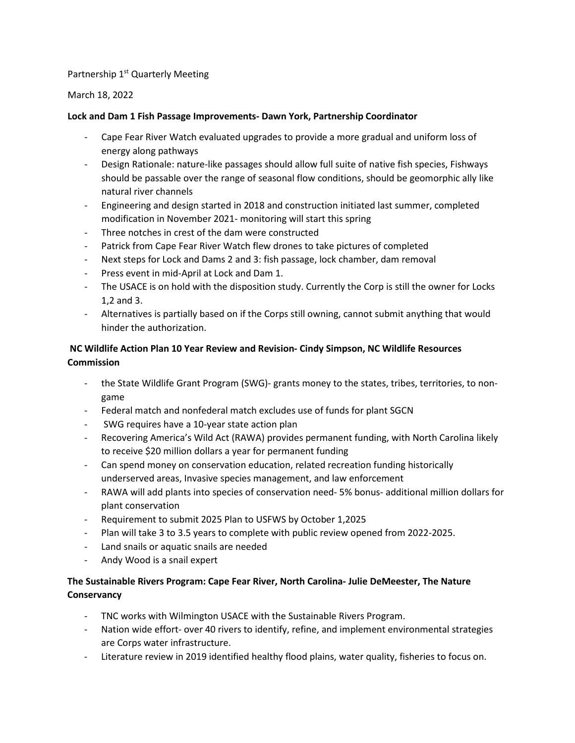Partnership 1st Quarterly Meeting

March 18, 2022

**Lock and Dam 1 Fish Passage Improvements- Dawn York, Partnership Coordinator**

- Cape Fear River Watch evaluated upgrades to provide a more gradual and uniform loss of energy along pathways
- Design Rationale: nature-like passages should allow full suite of native fish species, Fishways should be passable over the range of seasonal flow conditions, should be geomorphic ally like natural river channels
- Engineering and design started in 2018 and construction initiated last summer, completed modification in November 2021- monitoring will start this spring
- Three notches in crest of the dam were constructed
- Patrick from Cape Fear River Watch flew drones to take pictures of completed
- Next steps for Lock and Dams 2 and 3: fish passage, lock chamber, dam removal
- Press event in mid-April at Lock and Dam 1.
- The USACE is on hold with the disposition study. Currently the Corp is still the owner for Locks 1,2 and 3.
- Alternatives is partially based on if the Corps still owning, cannot submit anything that would hinder the authorization.

**NC Wildlife Action Plan 10 Year Review and Revision- Cindy Simpson, NC Wildlife Resources Commission**

- the State Wildlife Grant Program (SWG)- grants money to the states, tribes, territories, to non-game
- Federal match and nonfederal match excludes use of funds for plant SGCN
- SWG requires have a 10-year state action plan
- Recovering America's Wild Act (RAWA) provides permanent funding, with North Carolina likely to receive $20 million dollars a year for permanent funding
- Can spend money on conservation education, related recreation funding historically underserved areas, Invasive species management, and law enforcement
- RAWA will add plants into species of conservation need- 5% bonus- additional million dollars for plant conservation
- Requirement to submit 2025 Plan to USFWS by October 1,2025
- Plan will take 3 to 3.5 years to complete with public review opened from 2022-2025.
- Land snails or aquatic snails are needed
- Andy Wood is a snail expert

**The Sustainable Rivers Program: Cape Fear River, North Carolina- Julie DeMeester, The Nature Conservancy**

- TNC works with Wilmington USACE with the Sustainable Rivers Program.
- Nation wide effort- over 40 rivers to identify, refine, and implement environmental strategies are Corps water infrastructure.
- Literature review in 2019 identified healthy flood plains, water quality, fisheries to focus on.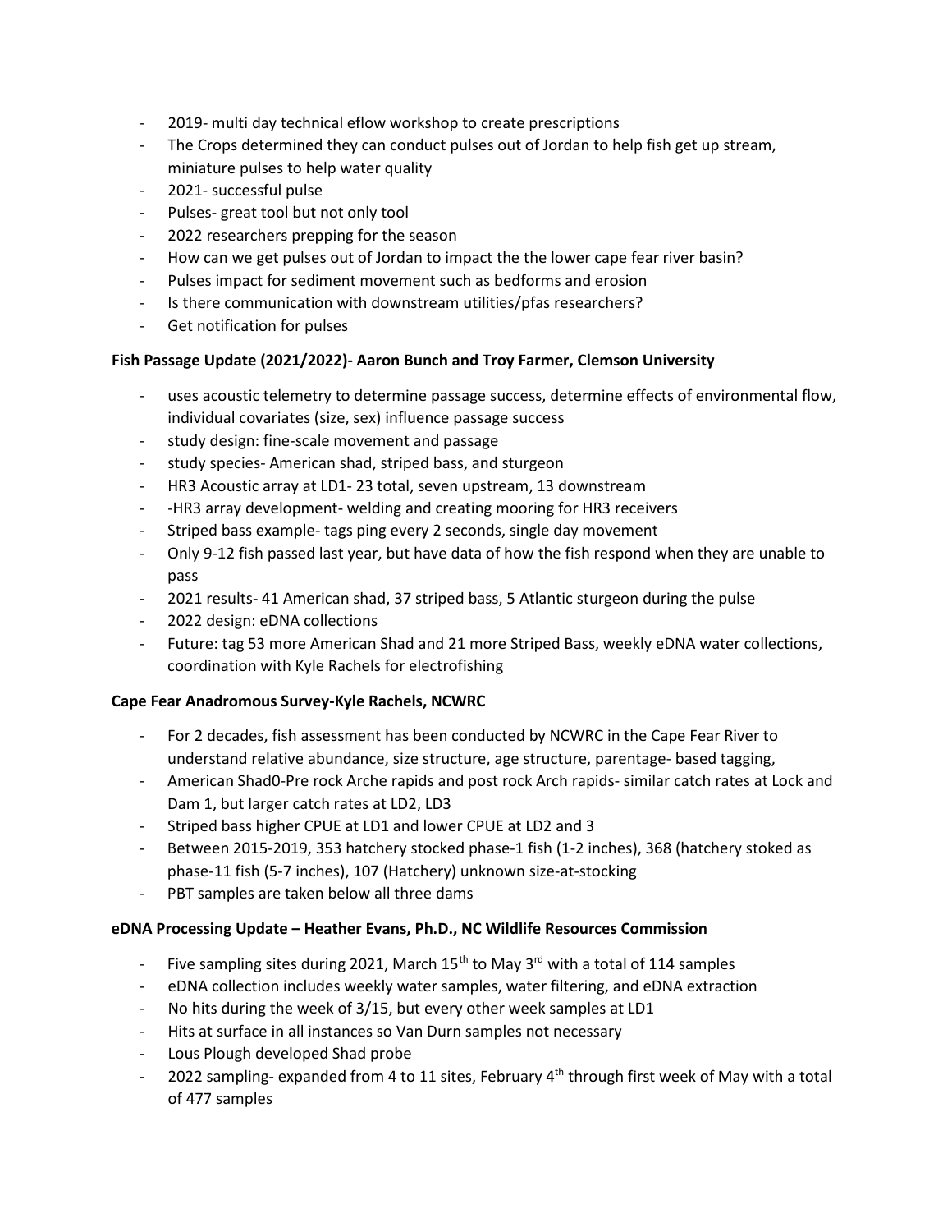- 2019- multi day technical eflow workshop to create prescriptions
- The Crops determined they can conduct pulses out of Jordan to help fish get up stream, miniature pulses to help water quality
- 2021- successful pulse
- Pulses- great tool but not only tool
- 2022 researchers prepping for the season
- How can we get pulses out of Jordan to impact the the lower cape fear river basin?
- Pulses impact for sediment movement such as bedforms and erosion
- Is there communication with downstream utilities/pfas researchers?
- Get notification for pulses

**Fish Passage Update (2021/2022)- Aaron Bunch and Troy Farmer, Clemson University**

- uses acoustic telemetry to determine passage success, determine effects of environmental flow, individual covariates (size, sex) influence passage success
- study design: fine-scale movement and passage
- study species- American shad, striped bass, and sturgeon
- HR3 Acoustic array at LD1- 23 total, seven upstream, 13 downstream
- -HR3 array development- welding and creating mooring for HR3 receivers
- Striped bass example- tags ping every 2 seconds, single day movement
- Only 9-12 fish passed last year, but have data of how the fish respond when they are unable to pass
- 2021 results- 41 American shad, 37 striped bass, 5 Atlantic sturgeon during the pulse
- 2022 design: eDNA collections
- Future: tag 53 more American Shad and 21 more Striped Bass, weekly eDNA water collections, coordination with Kyle Rachels for electrofishing

**Cape Fear Anadromous Survey-Kyle Rachels, NCWRC**

- For 2 decades, fish assessment has been conducted by NCWRC in the Cape Fear River to understand relative abundance, size structure, age structure, parentage- based tagging,
- American Shad0-Pre rock Arche rapids and post rock Arch rapids- similar catch rates at Lock and Dam 1, but larger catch rates at LD2, LD3
- Striped bass higher CPUE at LD1 and lower CPUE at LD2 and 3
- Between 2015-2019, 353 hatchery stocked phase-1 fish (1-2 inches), 368 (hatchery stoked as phase-11 fish (5-7 inches), 107 (Hatchery) unknown size-at-stocking
- PBT samples are taken below all three dams

**eDNA Processing Update – Heather Evans, Ph.D., NC Wildlife Resources Commission**

- Five sampling sites during 2021, March 15th to May 3rd with a total of 114 samples
- eDNA collection includes weekly water samples, water filtering, and eDNA extraction
- No hits during the week of 3/15, but every other week samples at LD1
- Hits at surface in all instances so Van Durn samples not necessary
- Lous Plough developed Shad probe
- 2022 sampling- expanded from 4 to 11 sites, February 4th through first week of May with a total of 477 samples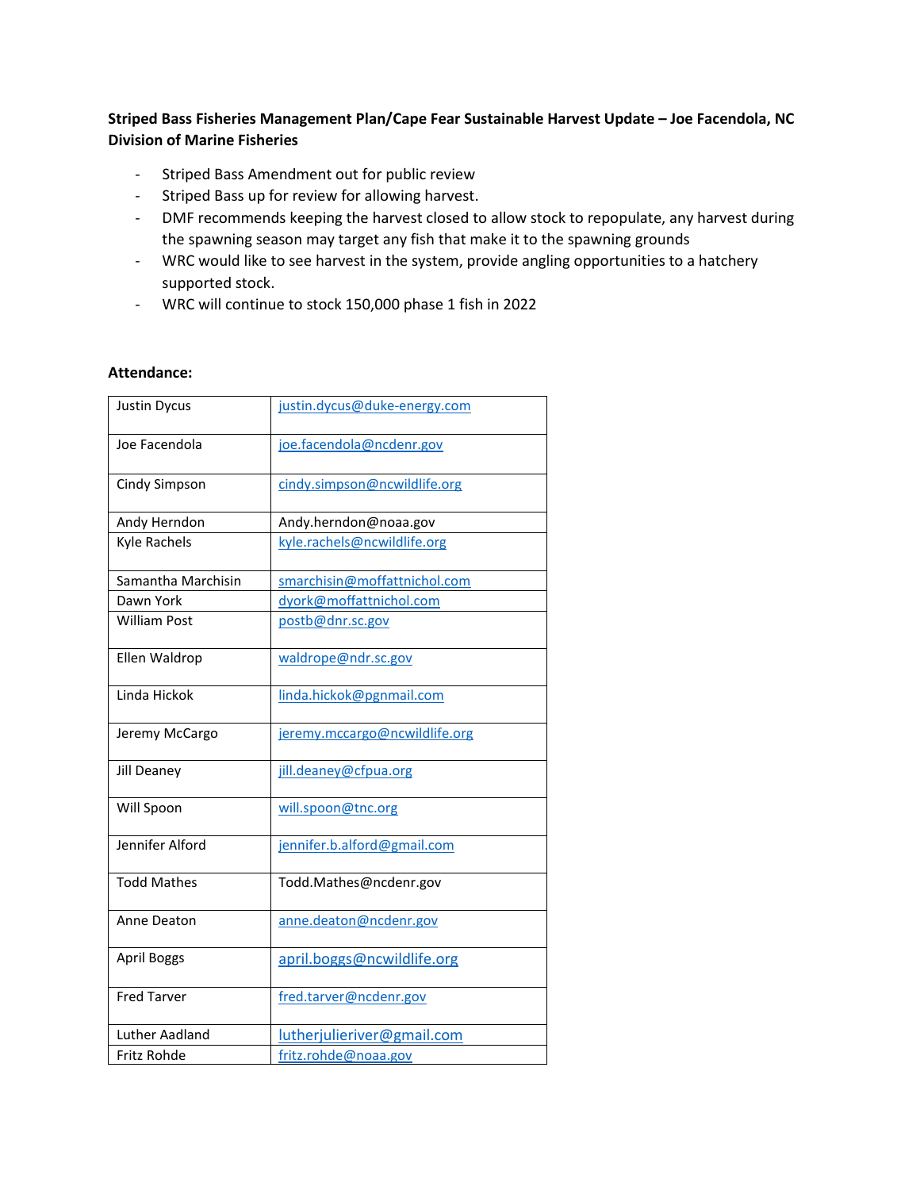**Striped Bass Fisheries Management Plan/Cape Fear Sustainable Harvest Update – Joe Facendola, NC Division of Marine Fisheries**

- Striped Bass Amendment out for public review
- Striped Bass up for review for allowing harvest.
- DMF recommends keeping the harvest closed to allow stock to repopulate, any harvest during the spawning season may target any fish that make it to the spawning grounds
- WRC would like to see harvest in the system, provide angling opportunities to a hatchery supported stock.
- WRC will continue to stock 150,000 phase 1 fish in 2022

**Attendance:**

| | |
|---|---|
| Justin Dycus | justin.dycus@duke-energy.com |
| Joe Facendola | joe.facendola@ncdenr.gov |
| Cindy Simpson | cindy.simpson@ncwildlife.org |
| Andy Herndon | Andy.herndon@noaa.gov |
| Kyle Rachels | kyle.rachels@ncwildlife.org |
| Samantha Marchisin | smarchisin@moffattnichol.com |
| Dawn York | dyork@moffattnichol.com |
| William Post | postb@dnr.sc.gov |
| Ellen Waldrop | waldrope@ndr.sc.gov |
| Linda Hickok | linda.hickok@pgnmail.com |
| Jeremy McCargo | jeremy.mccargo@ncwildlife.org |
| Jill Deaney | jill.deaney@cfpua.org |
| Will Spoon | will.spoon@tnc.org |
| Jennifer Alford | jennifer.b.alford@gmail.com |
| Todd Mathes | Todd.Mathes@ncdenr.gov |
| Anne Deaton | anne.deaton@ncdenr.gov |
| April Boggs | april.boggs@ncwildlife.org |
| Fred Tarver | fred.tarver@ncdenr.gov |
| Luther Aadland | lutherjulieriver@gmail.com |
| Fritz Rohde | fritz.rohde@noaa.gov |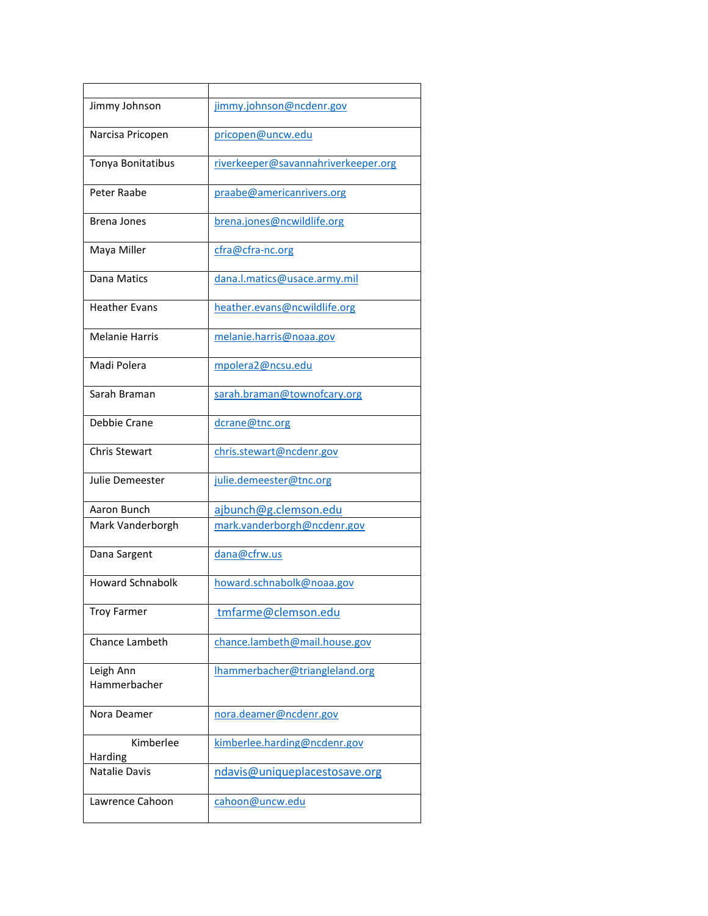| | |
|---|---|
| Jimmy Johnson | jimmy.johnson@ncdenr.gov |
| Narcisa Pricopen | pricopen@uncw.edu |
| Tonya Bonitatibus | riverkeeper@savannahriverkeeper.org |
| Peter Raabe | praabe@americanrivers.org |
| Brena Jones | brena.jones@ncwildlife.org |
| Maya Miller | cfra@cfra-nc.org |
| Dana Matics | dana.l.matics@usace.army.mil |
| Heather Evans | heather.evans@ncwildlife.org |
| Melanie Harris | melanie.harris@noaa.gov |
| Madi Polera | mpolera2@ncsu.edu |
| Sarah Braman | sarah.braman@townofcary.org |
| Debbie Crane | dcrane@tnc.org |
| Chris Stewart | chris.stewart@ncdenr.gov |
| Julie Demeester | julie.demeester@tnc.org |
| Aaron Bunch | ajbunch@g.clemson.edu |
| Mark Vanderborgh | mark.vanderborgh@ncdenr.gov |
| Dana Sargent | dana@cfrw.us |
| Howard Schnabolk | howard.schnabolk@noaa.gov |
| Troy Farmer | tmfarme@clemson.edu |
| Chance Lambeth | chance.lambeth@mail.house.gov |
| Leigh Ann Hammerbacher | lhammerbacher@triangleland.org |
| Nora Deamer | nora.deamer@ncdenr.gov |
| Kimberlee Harding | kimberlee.harding@ncdenr.gov |
| Natalie Davis | ndavis@uniqueplacestosave.org |
| Lawrence Cahoon | cahoon@uncw.edu |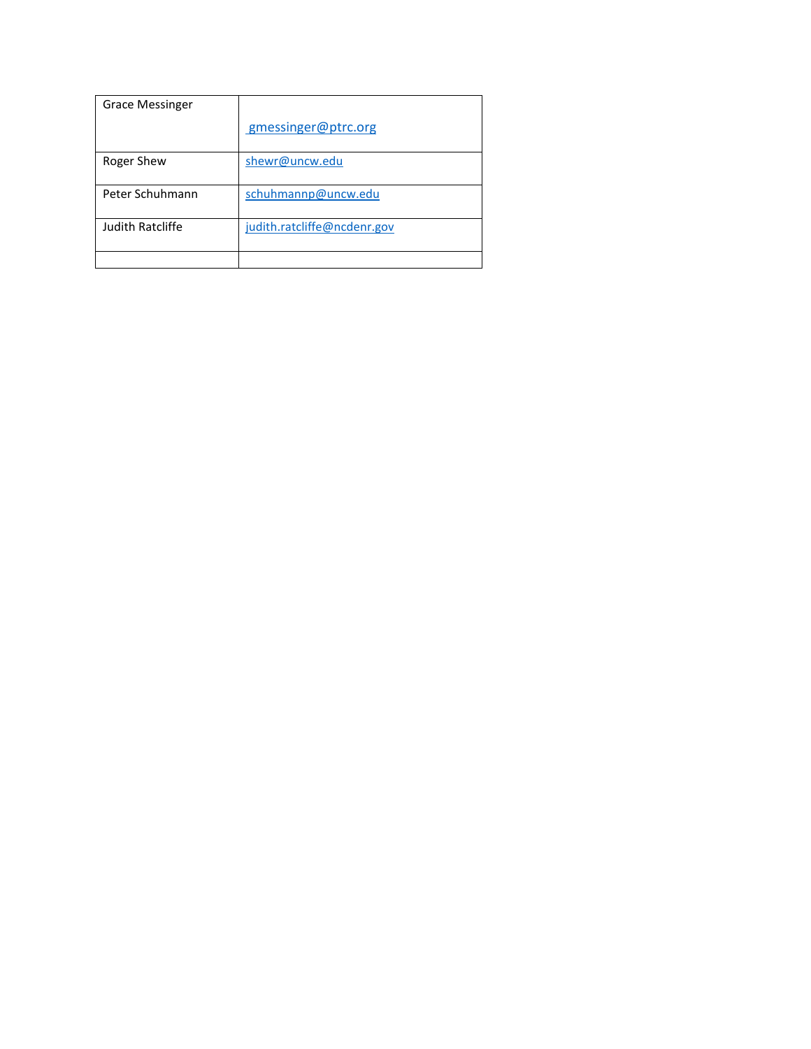| | |
|---|---|
| Grace Messinger | gmessinger@ptrc.org |
| Roger Shew | shewr@uncw.edu |
| Peter Schuhmann | schuhmannp@uncw.edu |
| Judith Ratcliffe | judith.ratcliffe@ncdenr.gov |
| | |